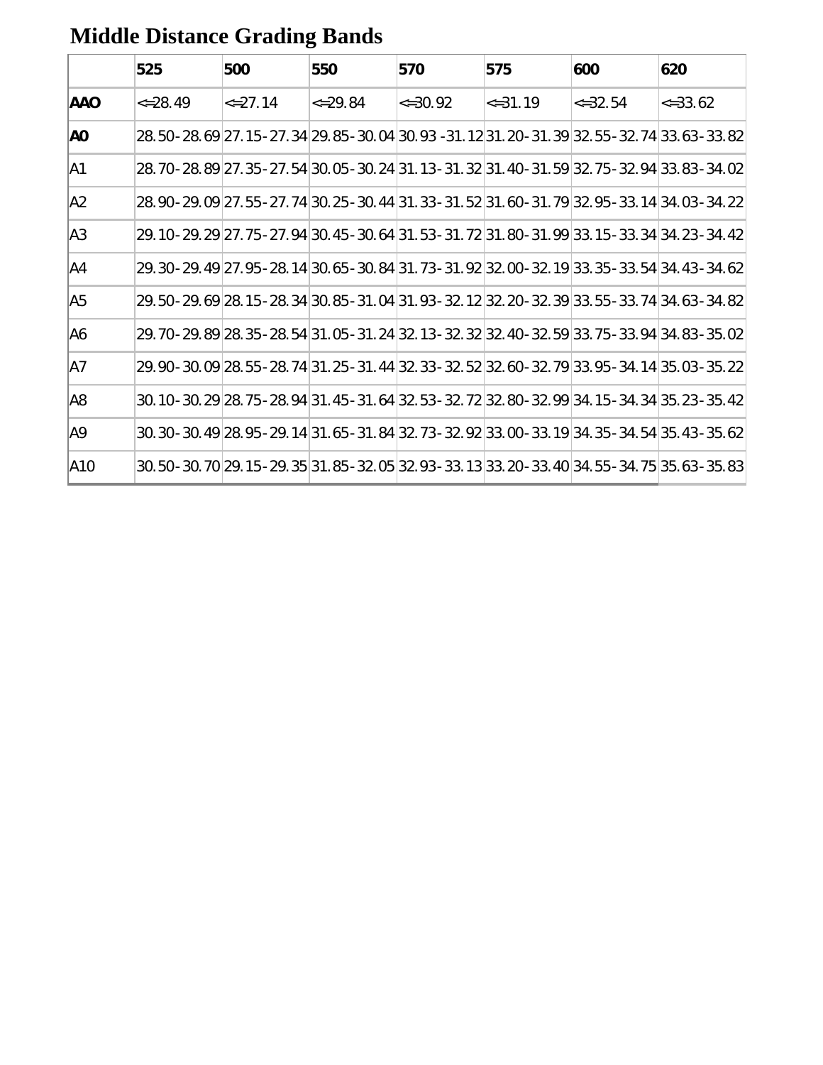# Middle Distance Grading Bands

| | 525 | 500 | 550 | 570 | 575 | 600 | 620 |
|---|---|---|---|---|---|---|---|
| **AAO** | <=28.49 | <=27.14 | <=29.84 | <=30.92 | <=31.19 | <=32.54 | <=33.62 |
| **A0** | 28.50-28.69 | 27.15-27.34 | 29.85-30.04 | 30.93 -31.12 | 31.20-31.39 | 32.55-32.74 | 33.63-33.82 |
| A1 | 28.70-28.89 | 27.35-27.54 | 30.05-30.24 | 31.13-31.32 | 31.40-31.59 | 32.75-32.94 | 33.83-34.02 |
| A2 | 28.90-29.09 | 27.55-27.74 | 30.25-30.44 | 31.33-31.52 | 31.60-31.79 | 32.95-33.14 | 34.03-34.22 |
| A3 | 29.10-29.29 | 27.75-27.94 | 30.45-30.64 | 31.53-31.72 | 31.80-31.99 | 33.15-33.34 | 34.23-34.42 |
| A4 | 29.30-29.49 | 27.95-28.14 | 30.65-30.84 | 31.73-31.92 | 32.00-32.19 | 33.35-33.54 | 34.43-34.62 |
| A5 | 29.50-29.69 | 28.15-28.34 | 30.85-31.04 | 31.93-32.12 | 32.20-32.39 | 33.55-33.74 | 34.63-34.82 |
| A6 | 29.70-29.89 | 28.35-28.54 | 31.05-31.24 | 32.13-32.32 | 32.40-32.59 | 33.75-33.94 | 34.83-35.02 |
| A7 | 29.90-30.09 | 28.55-28.74 | 31.25-31.44 | 32.33-32.52 | 32.60-32.79 | 33.95-34.14 | 35.03-35.22 |
| A8 | 30.10-30.29 | 28.75-28.94 | 31.45-31.64 | 32.53-32.72 | 32.80-32.99 | 34.15-34.34 | 35.23-35.42 |
| A9 | 30.30-30.49 | 28.95-29.14 | 31.65-31.84 | 32.73-32.92 | 33.00-33.19 | 34.35-34.54 | 35.43-35.62 |
| A10 | 30.50-30.70 | 29.15-29.35 | 31.85-32.05 | 32.93-33.13 | 33.20-33.40 | 34.55-34.75 | 35.63-35.83 |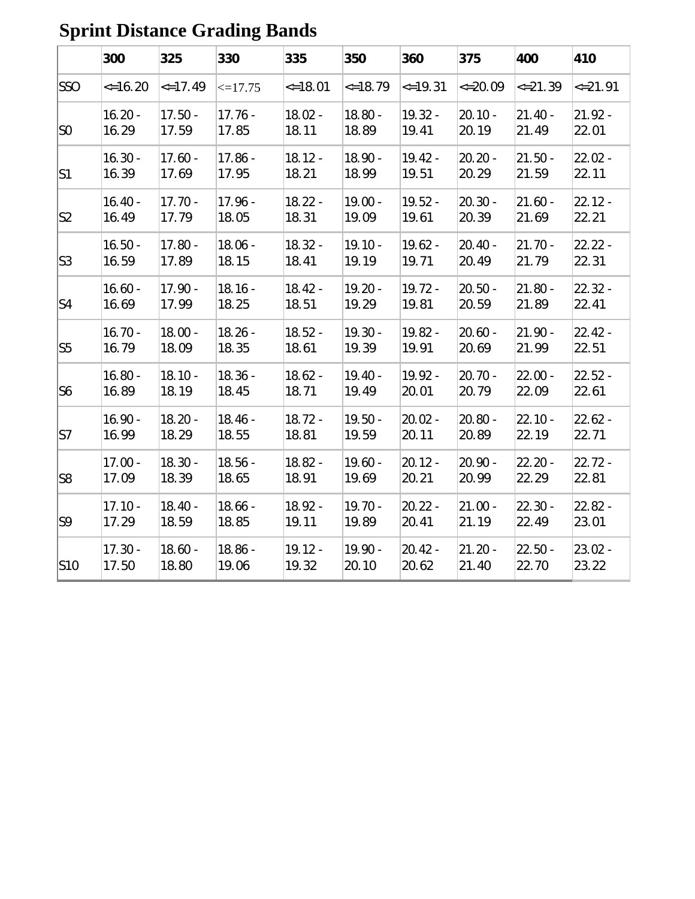# Sprint Distance Grading Bands

| | 300 | 325 | 330 | 335 | 350 | 360 | 375 | 400 | 410 |
|---|---|---|---|---|---|---|---|---|---|
| SSO | <=16.20 | <=17.49 | <=17.75 | <=18.01 | <=18.79 | <=19.31 | <=20.09 | <=21.39 | <=21.91 |
| S0 | 16.20 - 16.29 | 17.50 - 17.59 | 17.76 - 17.85 | 18.02 - 18.11 | 18.80 - 18.89 | 19.32 - 19.41 | 20.10 - 20.19 | 21.40 - 21.49 | 21.92 - 22.01 |
| S1 | 16.30 - 16.39 | 17.60 - 17.69 | 17.86 - 17.95 | 18.12 - 18.21 | 18.90 - 18.99 | 19.42 - 19.51 | 20.20 - 20.29 | 21.50 - 21.59 | 22.02 - 22.11 |
| S2 | 16.40 - 16.49 | 17.70 - 17.79 | 17.96 - 18.05 | 18.22 - 18.31 | 19.00 - 19.09 | 19.52 - 19.61 | 20.30 - 20.39 | 21.60 - 21.69 | 22.12 - 22.21 |
| S3 | 16.50 - 16.59 | 17.80 - 17.89 | 18.06 - 18.15 | 18.32 - 18.41 | 19.10 - 19.19 | 19.62 - 19.71 | 20.40 - 20.49 | 21.70 - 21.79 | 22.22 - 22.31 |
| S4 | 16.60 - 16.69 | 17.90 - 17.99 | 18.16 - 18.25 | 18.42 - 18.51 | 19.20 - 19.29 | 19.72 - 19.81 | 20.50 - 20.59 | 21.80 - 21.89 | 22.32 - 22.41 |
| S5 | 16.70 - 16.79 | 18.00 - 18.09 | 18.26 - 18.35 | 18.52 - 18.61 | 19.30 - 19.39 | 19.82 - 19.91 | 20.60 - 20.69 | 21.90 - 21.99 | 22.42 - 22.51 |
| S6 | 16.80 - 16.89 | 18.10 - 18.19 | 18.36 - 18.45 | 18.62 - 18.71 | 19.40 - 19.49 | 19.92 - 20.01 | 20.70 - 20.79 | 22.00 - 22.09 | 22.52 - 22.61 |
| S7 | 16.90 - 16.99 | 18.20 - 18.29 | 18.46 - 18.55 | 18.72 - 18.81 | 19.50 - 19.59 | 20.02 - 20.11 | 20.80 - 20.89 | 22.10 - 22.19 | 22.62 - 22.71 |
| S8 | 17.00 - 17.09 | 18.30 - 18.39 | 18.56 - 18.65 | 18.82 - 18.91 | 19.60 - 19.69 | 20.12 - 20.21 | 20.90 - 20.99 | 22.20 - 22.29 | 22.72 - 22.81 |
| S9 | 17.10 - 17.29 | 18.40 - 18.59 | 18.66 - 18.85 | 18.92 - 19.11 | 19.70 - 19.89 | 20.22 - 20.41 | 21.00 - 21.19 | 22.30 - 22.49 | 22.82 - 23.01 |
| S10 | 17.30 - 17.50 | 18.60 - 18.80 | 18.86 - 19.06 | 19.12 - 19.32 | 19.90 - 20.10 | 20.42 - 20.62 | 21.20 - 21.40 | 22.50 - 22.70 | 23.02 - 23.22 |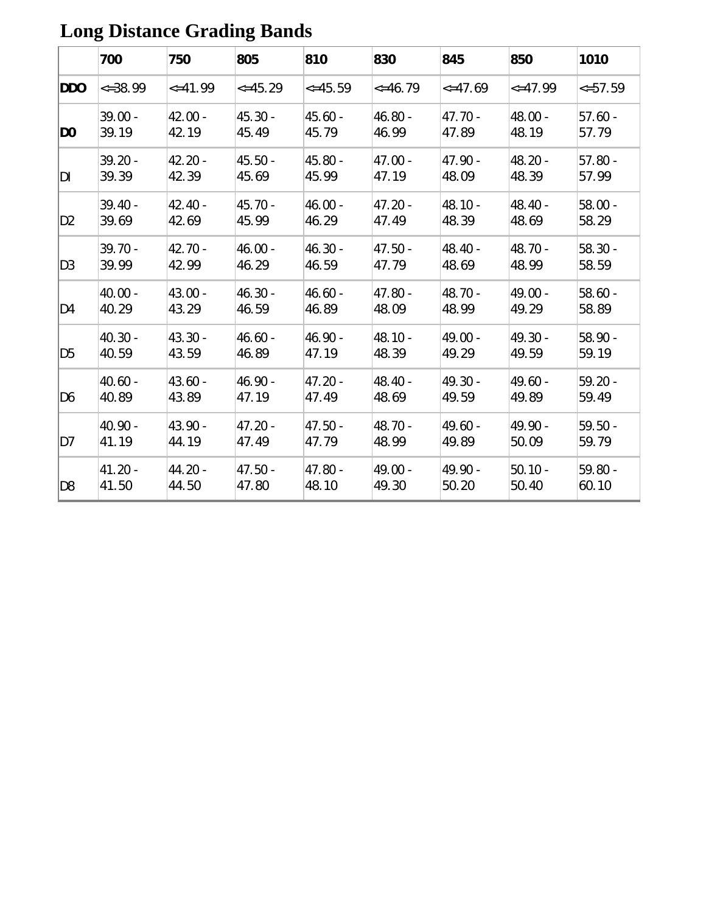# Long Distance Grading Bands

| | 700 | 750 | 805 | 810 | 830 | 845 | 850 | 1010 |
|---|---|---|---|---|---|---|---|---|
| **DDO** | <=38.99 | <=41.99 | <=45.29 | <=45.59 | <=46.79 | <=47.69 | <=47.99 | <=57.59 |
| **D0** | 39.00 - 39.19 | 42.00 - 42.19 | 45.30 - 45.49 | 45.60 - 45.79 | 46.80 - 46.99 | 47.70 - 47.89 | 48.00 - 48.19 | 57.60 - 57.79 |
| DI | 39.20 - 39.39 | 42.20 - 42.39 | 45.50 - 45.69 | 45.80 - 45.99 | 47.00 - 47.19 | 47.90 - 48.09 | 48.20 - 48.39 | 57.80 - 57.99 |
| D2 | 39.40 - 39.69 | 42.40 - 42.69 | 45.70 - 45.99 | 46.00 - 46.29 | 47.20 - 47.49 | 48.10 - 48.39 | 48.40 - 48.69 | 58.00 - 58.29 |
| D3 | 39.70 - 39.99 | 42.70 - 42.99 | 46.00 - 46.29 | 46.30 - 46.59 | 47.50 - 47.79 | 48.40 - 48.69 | 48.70 - 48.99 | 58.30 - 58.59 |
| D4 | 40.00 - 40.29 | 43.00 - 43.29 | 46.30 - 46.59 | 46.60 - 46.89 | 47.80 - 48.09 | 48.70 - 48.99 | 49.00 - 49.29 | 58.60 - 58.89 |
| D5 | 40.30 - 40.59 | 43.30 - 43.59 | 46.60 - 46.89 | 46.90 - 47.19 | 48.10 - 48.39 | 49.00 - 49.29 | 49.30 - 49.59 | 58.90 - 59.19 |
| D6 | 40.60 - 40.89 | 43.60 - 43.89 | 46.90 - 47.19 | 47.20 - 47.49 | 48.40 - 48.69 | 49.30 - 49.59 | 49.60 - 49.89 | 59.20 - 59.49 |
| D7 | 40.90 - 41.19 | 43.90 - 44.19 | 47.20 - 47.49 | 47.50 - 47.79 | 48.70 - 48.99 | 49.60 - 49.89 | 49.90 - 50.09 | 59.50 - 59.79 |
| D8 | 41.20 - 41.50 | 44.20 - 44.50 | 47.50 - 47.80 | 47.80 - 48.10 | 49.00 - 49.30 | 49.90 - 50.20 | 50.10 - 50.40 | 59.80 - 60.10 |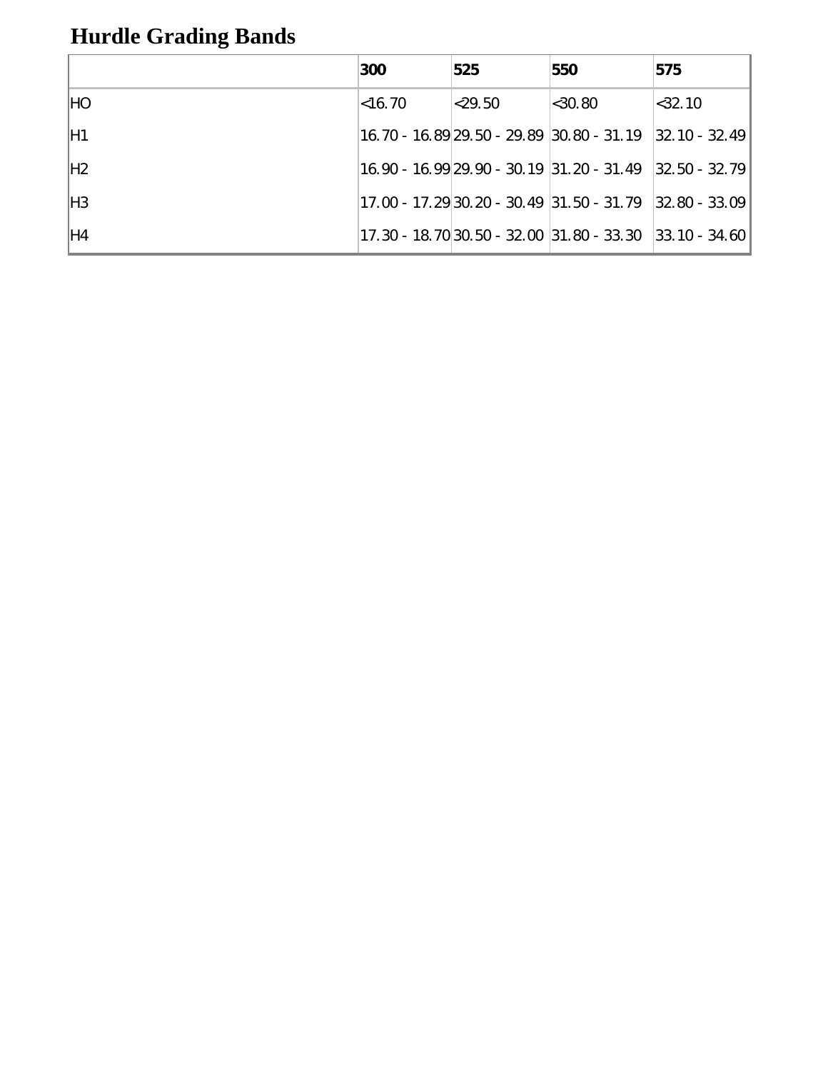# Hurdle Grading Bands

| | 300 | 525 | 550 | 575 |
|---|---|---|---|---|
| HO | <16.70 | <29.50 | <30.80 | <32.10 |
| H1 | 16.70 - 16.89 | 29.50 - 29.89 | 30.80 - 31.19 | 32.10 - 32.49 |
| H2 | 16.90 - 16.99 | 29.90 - 30.19 | 31.20 - 31.49 | 32.50 - 32.79 |
| H3 | 17.00 - 17.29 | 30.20 - 30.49 | 31.50 - 31.79 | 32.80 - 33.09 |
| H4 | 17.30 - 18.70 | 30.50 - 32.00 | 31.80 - 33.30 | 33.10 - 34.60 |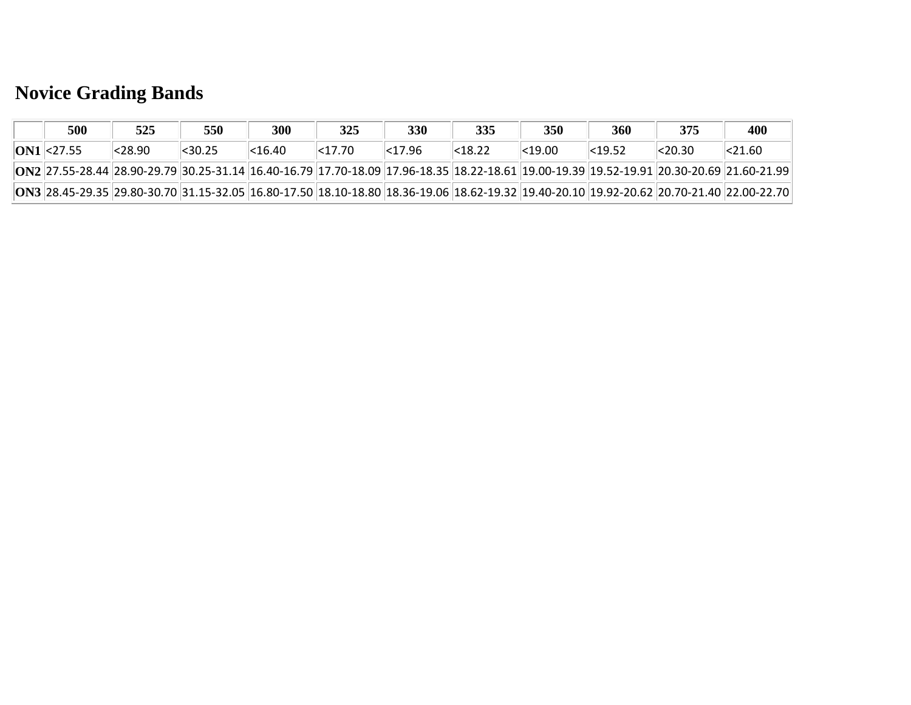## Novice Grading Bands

| | 500 | 525 | 550 | 300 | 325 | 330 | 335 | 350 | 360 | 375 | 400 |
|---|---|---|---|---|---|---|---|---|---|---|---|
| **ON1** | <27.55 | <28.90 | <30.25 | <16.40 | <17.70 | <17.96 | <18.22 | <19.00 | <19.52 | <20.30 | <21.60 |
| **ON2** | 27.55-28.44 | 28.90-29.79 | 30.25-31.14 | 16.40-16.79 | 17.70-18.09 | 17.96-18.35 | 18.22-18.61 | 19.00-19.39 | 19.52-19.91 | 20.30-20.69 | 21.60-21.99 |
| **ON3** | 28.45-29.35 | 29.80-30.70 | 31.15-32.05 | 16.80-17.50 | 18.10-18.80 | 18.36-19.06 | 18.62-19.32 | 19.40-20.10 | 19.92-20.62 | 20.70-21.40 | 22.00-22.70 |